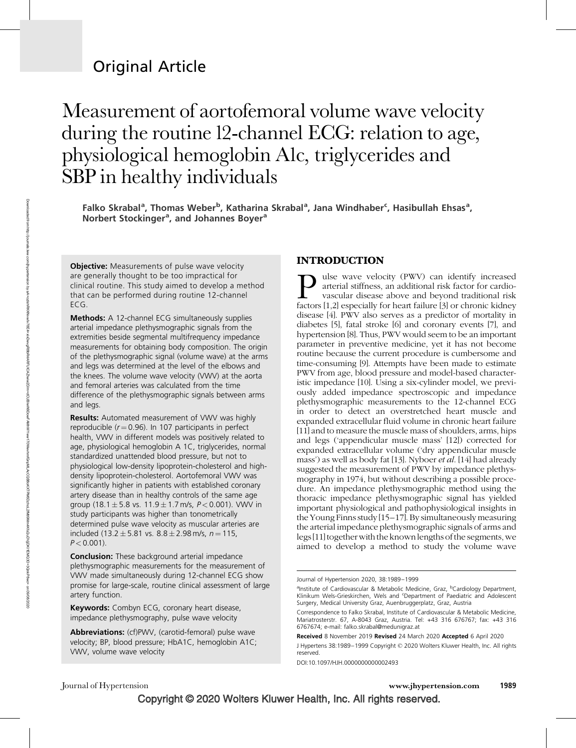Original Article

# Measurement of aortofemoral volume wave velocity during the routine 12-channel ECG: relation to age, physiological hemoglobin A1c, triglycerides and SBP in healthy individuals

**Falko Skrabal[a], Thomas Weber[b], Katharina Skrabal[a], Jana Windhaber[c], Hasibullah Ehsas[a], Norbert Stockinger[a], and Johannes Boyer[a]**

**Objective:** Measurements of pulse wave velocity are generally thought to be too impractical for clinical routine. This study aimed to develop a method that can be performed during routine 12-channel ECG.

**Methods:** A 12-channel ECG simultaneously supplies arterial impedance plethysmographic signals from the extremities beside segmental multifrequency impedance measurements for obtaining body composition. The origin of the plethysmographic signal (volume wave) at the arms and legs was determined at the level of the elbows and the knees. The volume wave velocity (VWV) at the aorta and femoral arteries was calculated from the time difference of the plethysmographic signals between arms and legs.

**Results:** Automated measurement of VWV was highly reproducible ($r = 0.96$). In 107 participants in perfect health, VWV in different models was positively related to age, physiological hemoglobin A 1C, triglycerides, normal standardized unattended blood pressure, but not to physiological low-density lipoprotein-cholesterol and high-density lipoprotein-cholesterol. Aortofemoral VWV was significantly higher in patients with established coronary artery disease than in healthy controls of the same age group ($18.1 \pm 5.8$ vs. $11.9 \pm 1.7$ m/s, $P < 0.001$). VWV in study participants was higher than tonometrically determined pulse wave velocity as muscular arteries are included ($13.2 \pm 5.81$ vs. $8.8 \pm 2.98$ m/s, $n = 115$, $P < 0.001$).

**Conclusion:** These background arterial impedance plethysmographic measurements for the measurement of VWV made simultaneously during 12-channel ECG show promise for large-scale, routine clinical assessment of large artery function.

**Keywords:** Combyn ECG, coronary heart disease, impedance plethysmography, pulse wave velocity

**Abbreviations:** (cf)PWV, (carotid-femoral) pulse wave velocity; BP, blood pressure; HbA1C, hemoglobin A1C; VWV, volume wave velocity

## INTRODUCTION

Pulse wave velocity (PWV) can identify increased arterial stiffness, an additional risk factor for cardiovascular disease above and beyond traditional risk factors [1,2] especially for heart failure [3] or chronic kidney disease [4]. PWV also serves as a predictor of mortality in diabetes [5], fatal stroke [6] and coronary events [7], and hypertension [8]. Thus, PWV would seem to be an important parameter in preventive medicine, yet it has not become routine because the current procedure is cumbersome and time-consuming [9]. Attempts have been made to estimate PWV from age, blood pressure and model-based characteristic impedance [10]. Using a six-cylinder model, we previously added impedance spectroscopic and impedance plethysmographic measurements to the 12-channel ECG in order to detect an overstretched heart muscle and expanded extracellular fluid volume in chronic heart failure [11] and to measure the muscle mass of shoulders, arms, hips and legs ('appendicular muscle mass' [12]) corrected for expanded extracellular volume ('dry appendicular muscle mass') as well as body fat [13]. Nyboer *et al.* [14] had already suggested the measurement of PWV by impedance plethysmography in 1974, but without describing a possible procedure. An impedance plethysmographic method using the thoracic impedance plethysmographic signal has yielded important physiological and pathophysiological insights in the Young Finns study [15–17]. By simultaneously measuring the arterial impedance plethysmographic signals of arms and legs [11] together with the known lengths of the segments, we aimed to develop a method to study the volume wave

Journal of Hypertension 2020, 38:1989–1999

[a]Institute of Cardiovascular & Metabolic Medicine, Graz, [b]Cardiology Department, Klinikum Wels-Grieskirchen, Wels and [c]Department of Paediatric and Adolescent Surgery, Medical University Graz, Auenbruggerplatz, Graz, Austria

Correspondence to Falko Skrabal, Institute of Cardiovascular & Metabolic Medicine, Mariatrosterstr. 67, A-8043 Graz, Austria. Tel: +43 316 676767; fax: +43 316 6767674; e-mail: falko.skrabal@medunigraz.at

Received 8 November 2019 Revised 24 March 2020 Accepted 6 April 2020

J Hypertens 38:1989–1999 Copyright © 2020 Wolters Kluwer Health, Inc. All rights reserved.

DOI:10.1097/HJH.0000000000002493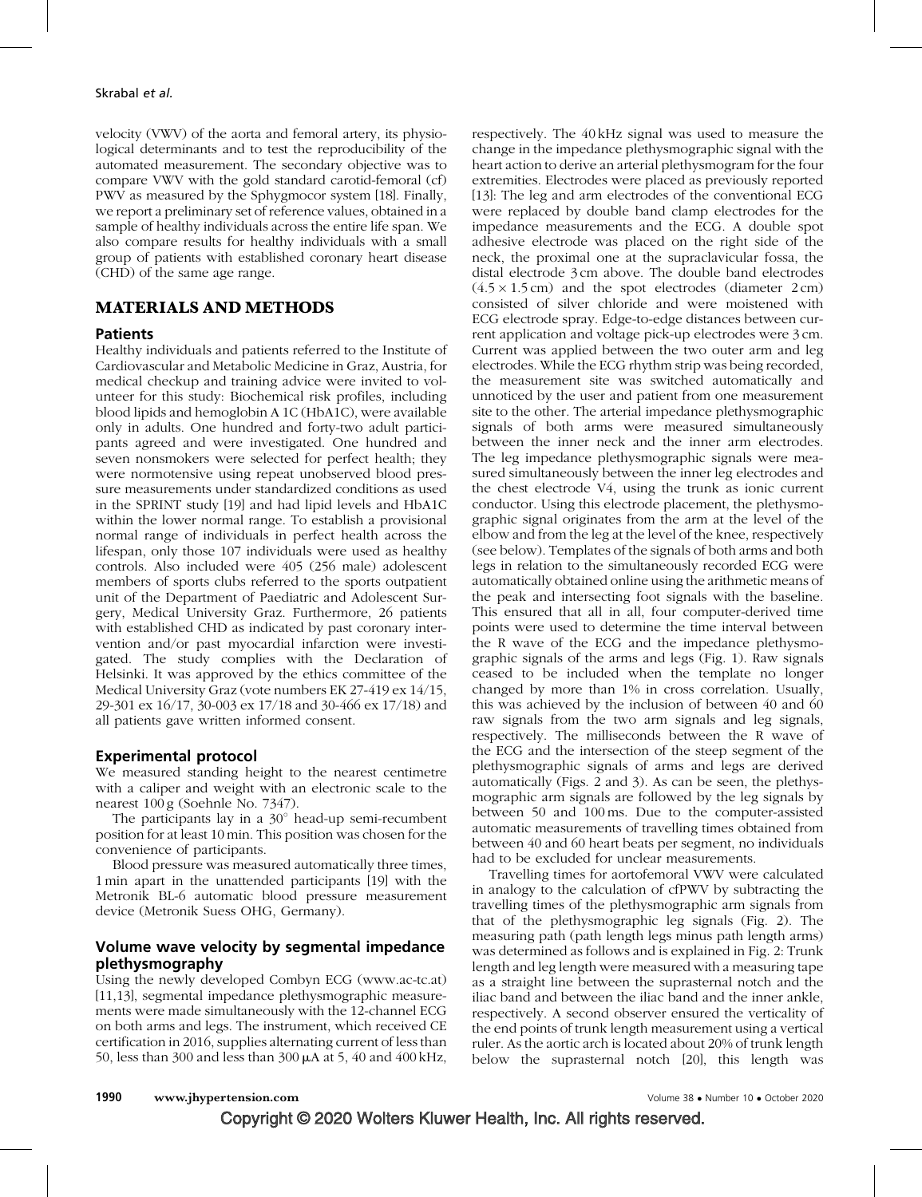velocity (VWV) of the aorta and femoral artery, its physiological determinants and to test the reproducibility of the automated measurement. The secondary objective was to compare VWV with the gold standard carotid-femoral (cf) PWV as measured by the Sphygmocor system [18]. Finally, we report a preliminary set of reference values, obtained in a sample of healthy individuals across the entire life span. We also compare results for healthy individuals with a small group of patients with established coronary heart disease (CHD) of the same age range.

# MATERIALS AND METHODS

## Patients

Healthy individuals and patients referred to the Institute of Cardiovascular and Metabolic Medicine in Graz, Austria, for medical checkup and training advice were invited to volunteer for this study: Biochemical risk profiles, including blood lipids and hemoglobin A 1C (HbA1C), were available only in adults. One hundred and forty-two adult participants agreed and were investigated. One hundred and seven nonsmokers were selected for perfect health; they were normotensive using repeat unobserved blood pressure measurements under standardized conditions as used in the SPRINT study [19] and had lipid levels and HbA1C within the lower normal range. To establish a provisional normal range of individuals in perfect health across the lifespan, only those 107 individuals were used as healthy controls. Also included were 405 (256 male) adolescent members of sports clubs referred to the sports outpatient unit of the Department of Paediatric and Adolescent Surgery, Medical University Graz. Furthermore, 26 patients with established CHD as indicated by past coronary intervention and/or past myocardial infarction were investigated. The study complies with the Declaration of Helsinki. It was approved by the ethics committee of the Medical University Graz (vote numbers EK 27-419 ex 14/15, 29-301 ex 16/17, 30-003 ex 17/18 and 30-466 ex 17/18) and all patients gave written informed consent.

## Experimental protocol

We measured standing height to the nearest centimetre with a caliper and weight with an electronic scale to the nearest 100 g (Soehnle No. 7347).

The participants lay in a 30° head-up semi-recumbent position for at least 10 min. This position was chosen for the convenience of participants.

Blood pressure was measured automatically three times, 1 min apart in the unattended participants [19] with the Metronik BL-6 automatic blood pressure measurement device (Metronik Suess OHG, Germany).

## Volume wave velocity by segmental impedance plethysmography

Using the newly developed Combyn ECG (www.ac-tc.at) [11,13], segmental impedance plethysmographic measurements were made simultaneously with the 12-channel ECG on both arms and legs. The instrument, which received CE certification in 2016, supplies alternating current of less than 50, less than 300 and less than 300 μA at 5, 40 and 400 kHz, respectively. The 40 kHz signal was used to measure the change in the impedance plethysmographic signal with the heart action to derive an arterial plethysmogram for the four extremities. Electrodes were placed as previously reported [13]: The leg and arm electrodes of the conventional ECG were replaced by double band clamp electrodes for the impedance measurements and the ECG. A double spot adhesive electrode was placed on the right side of the neck, the proximal one at the supraclavicular fossa, the distal electrode 3 cm above. The double band electrodes ($4.5 \times 1.5$ cm) and the spot electrodes (diameter 2 cm) consisted of silver chloride and were moistened with ECG electrode spray. Edge-to-edge distances between current application and voltage pick-up electrodes were 3 cm. Current was applied between the two outer arm and leg electrodes. While the ECG rhythm strip was being recorded, the measurement site was switched automatically and unnoticed by the user and patient from one measurement site to the other. The arterial impedance plethysmographic signals of both arms were measured simultaneously between the inner neck and the inner arm electrodes. The leg impedance plethysmographic signals were measured simultaneously between the inner leg electrodes and the chest electrode V4, using the trunk as ionic current conductor. Using this electrode placement, the plethysmographic signal originates from the arm at the level of the elbow and from the leg at the level of the knee, respectively (see below). Templates of the signals of both arms and both legs in relation to the simultaneously recorded ECG were automatically obtained online using the arithmetic means of the peak and intersecting foot signals with the baseline. This ensured that all in all, four computer-derived time points were used to determine the time interval between the R wave of the ECG and the impedance plethysmographic signals of the arms and legs (Fig. 1). Raw signals ceased to be included when the template no longer changed by more than 1% in cross correlation. Usually, this was achieved by the inclusion of between 40 and 60 raw signals from the two arm signals and leg signals, respectively. The milliseconds between the R wave of the ECG and the intersection of the steep segment of the plethysmographic signals of arms and legs are derived automatically (Figs. 2 and 3). As can be seen, the plethysmographic arm signals are followed by the leg signals by between 50 and 100 ms. Due to the computer-assisted automatic measurements of travelling times obtained from between 40 and 60 heart beats per segment, no individuals had to be excluded for unclear measurements.

Travelling times for aortofemoral VWV were calculated in analogy to the calculation of cfPWV by subtracting the travelling times of the plethysmographic arm signals from that of the plethysmographic leg signals (Fig. 2). The measuring path (path length legs minus path length arms) was determined as follows and is explained in Fig. 2: Trunk length and leg length were measured with a measuring tape as a straight line between the suprasternal notch and the iliac band and between the iliac band and the inner ankle, respectively. A second observer ensured the verticality of the end points of trunk length measurement using a vertical ruler. As the aortic arch is located about 20% of trunk length below the suprasternal notch [20], this length was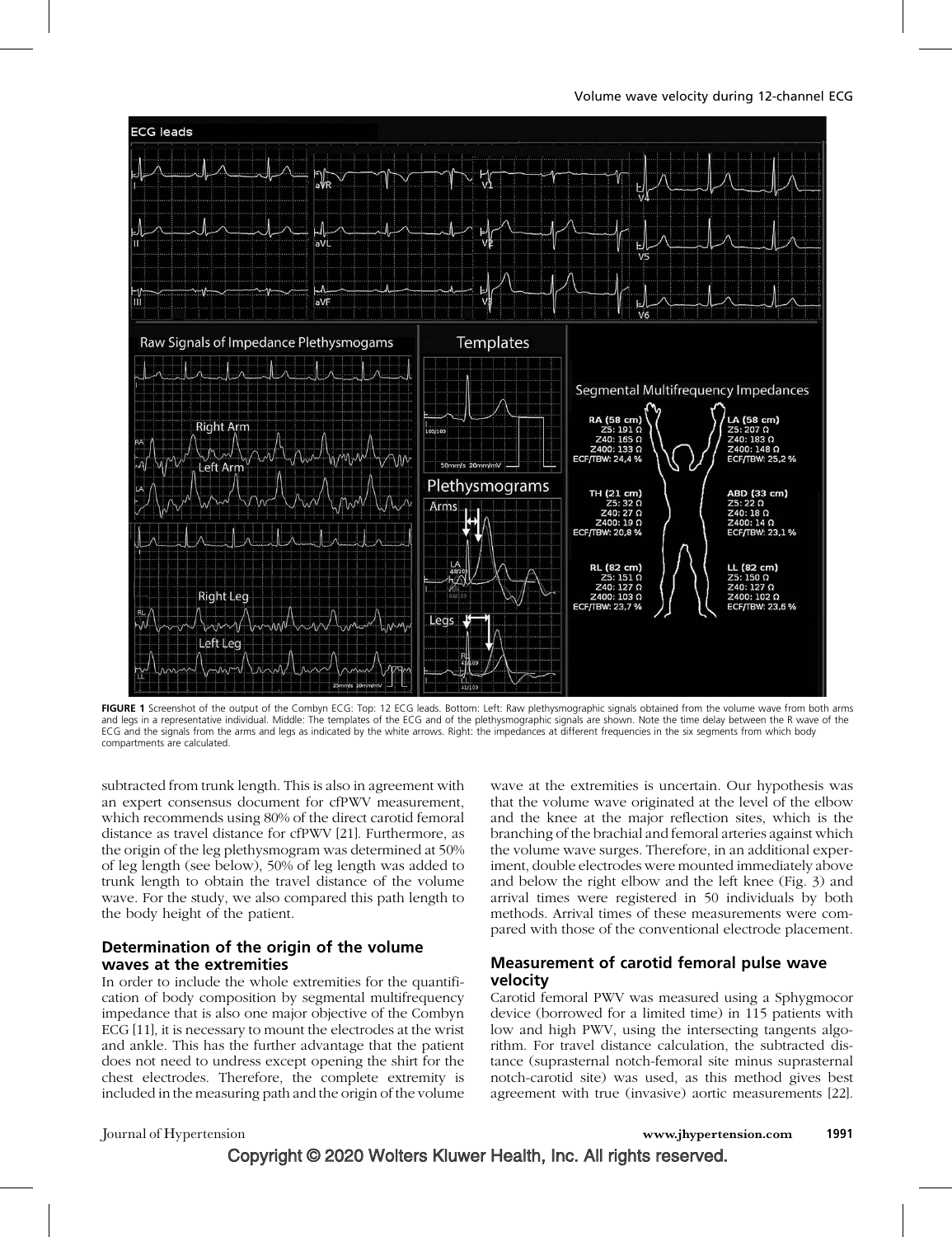FIGURE 1 Screenshot of the output of the Combyn ECG: Top: 12 ECG leads. Bottom: Left: Raw plethysmographic signals obtained from the volume wave from both arms and legs in a representative individual. Middle: The templates of the ECG and of the plethysmographic signals are shown. Note the time delay between the R wave of the ECG and the signals from the arms and legs as indicated by the white arrows. Right: the impedances at different frequencies in the six segments from which body compartments are calculated.

subtracted from trunk length. This is also in agreement with an expert consensus document for cfPWV measurement, which recommends using 80% of the direct carotid femoral distance as travel distance for cfPWV [21]. Furthermore, as the origin of the leg plethysmogram was determined at 50% of leg length (see below), 50% of leg length was added to trunk length to obtain the travel distance of the volume wave. For the study, we also compared this path length to the body height of the patient.

## Determination of the origin of the volume waves at the extremities

In order to include the whole extremities for the quantification of body composition by segmental multifrequency impedance that is also one major objective of the Combyn ECG [11], it is necessary to mount the electrodes at the wrist and ankle. This has the further advantage that the patient does not need to undress except opening the shirt for the chest electrodes. Therefore, the complete extremity is included in the measuring path and the origin of the volume wave at the extremities is uncertain. Our hypothesis was that the volume wave originated at the level of the elbow and the knee at the major reflection sites, which is the branching of the brachial and femoral arteries against which the volume wave surges. Therefore, in an additional experiment, double electrodes were mounted immediately above and below the right elbow and the left knee (Fig. 3) and arrival times were registered in 50 individuals by both methods. Arrival times of these measurements were compared with those of the conventional electrode placement.

## Measurement of carotid femoral pulse wave velocity

Carotid femoral PWV was measured using a Sphygmocor device (borrowed for a limited time) in 115 patients with low and high PWV, using the intersecting tangents algorithm. For travel distance calculation, the subtracted distance (suprasternal notch-femoral site minus suprasternal notch-carotid site) was used, as this method gives best agreement with true (invasive) aortic measurements [22].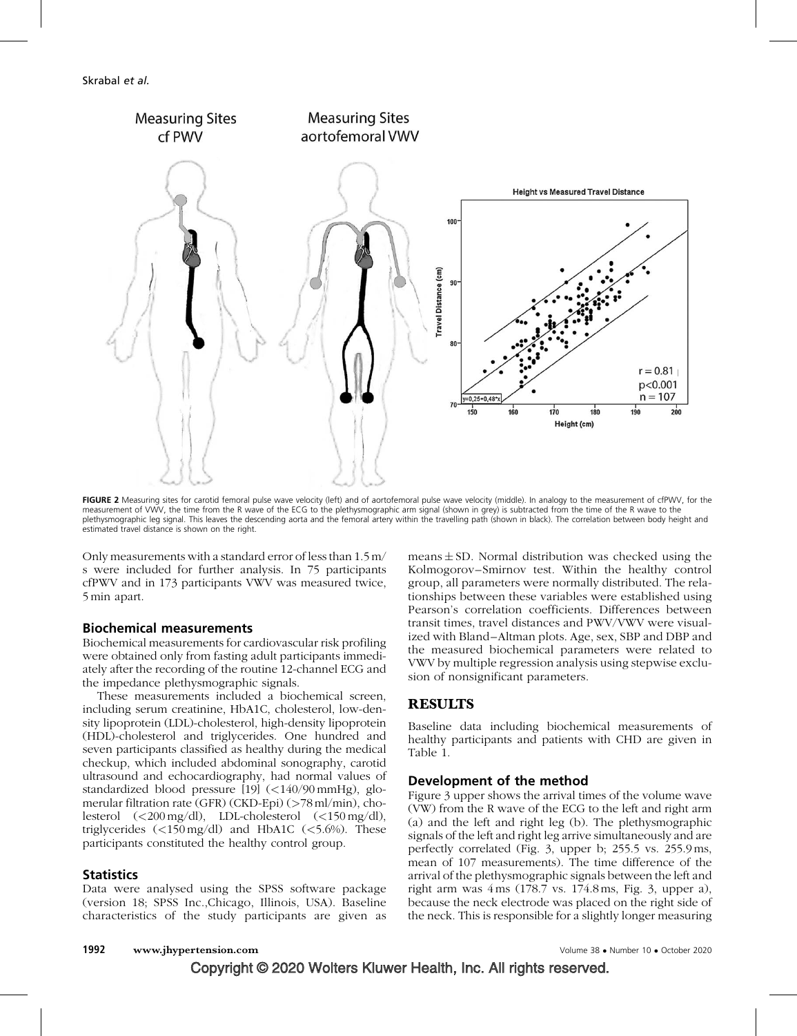FIGURE 2 Measuring sites for carotid femoral pulse wave velocity (left) and of aortofemoral pulse wave velocity (middle). In analogy to the measurement of cfPWV, for the measurement of VWV, the time from the R wave of the ECG to the plethysmographic arm signal (shown in grey) is subtracted from the time of the R wave to the plethysmographic leg signal. This leaves the descending aorta and the femoral artery within the travelling path (shown in black). The correlation between body height and estimated travel distance is shown on the right.

Only measurements with a standard error of less than 1.5 m/s were included for further analysis. In 75 participants cfPWV and in 173 participants VWV was measured twice, 5 min apart.

### Biochemical measurements

Biochemical measurements for cardiovascular risk profiling were obtained only from fasting adult participants immediately after the recording of the routine 12-channel ECG and the impedance plethysmographic signals.

These measurements included a biochemical screen, including serum creatinine, HbA1C, cholesterol, low-density lipoprotein (LDL)-cholesterol, high-density lipoprotein (HDL)-cholesterol and triglycerides. One hundred and seven participants classified as healthy during the medical checkup, which included abdominal sonography, carotid ultrasound and echocardiography, had normal values of standardized blood pressure [19] (<140/90 mmHg), glomerular filtration rate (GFR) (CKD-Epi) (>78 ml/min), cholesterol (<200 mg/dl), LDL-cholesterol (<150 mg/dl), triglycerides (<150 mg/dl) and HbA1C (<5.6%). These participants constituted the healthy control group.

### Statistics

Data were analysed using the SPSS software package (version 18; SPSS Inc.,Chicago, Illinois, USA). Baseline characteristics of the study participants are given as means ± SD. Normal distribution was checked using the Kolmogorov–Smirnov test. Within the healthy control group, all parameters were normally distributed. The relationships between these variables were established using Pearson's correlation coefficients. Differences between transit times, travel distances and PWV/VWV were visualized with Bland–Altman plots. Age, sex, SBP and DBP and the measured biochemical parameters were related to VWV by multiple regression analysis using stepwise exclusion of nonsignificant parameters.

## RESULTS

Baseline data including biochemical measurements of healthy participants and patients with CHD are given in Table 1.

### Development of the method

Figure 3 upper shows the arrival times of the volume wave (VW) from the R wave of the ECG to the left and right arm (a) and the left and right leg (b). The plethysmographic signals of the left and right leg arrive simultaneously and are perfectly correlated (Fig. 3, upper b; 255.5 vs. 255.9 ms, mean of 107 measurements). The time difference of the arrival of the plethysmographic signals between the left and right arm was 4 ms (178.7 vs. 174.8 ms, Fig. 3, upper a), because the neck electrode was placed on the right side of the neck. This is responsible for a slightly longer measuring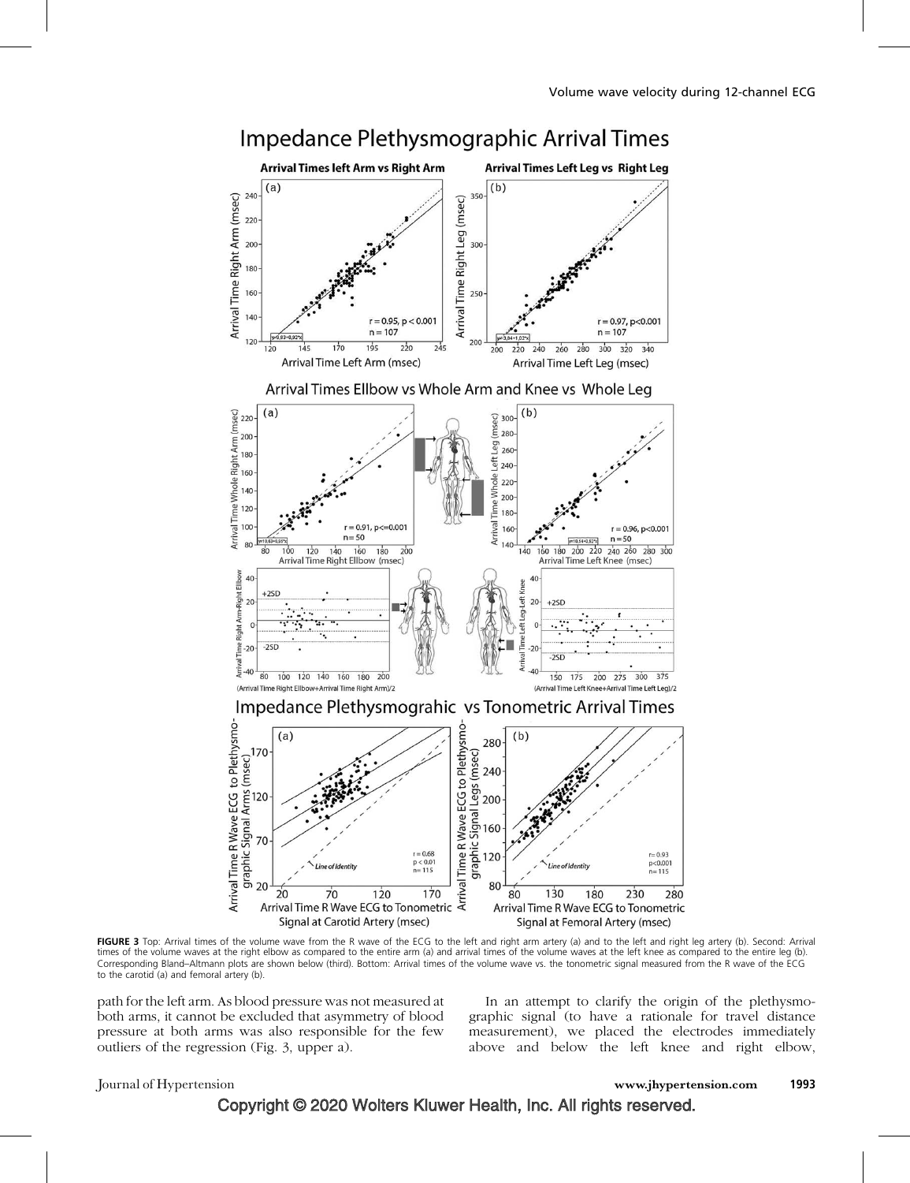**FIGURE 3** Top: Arrival times of the volume wave from the R wave of the ECG to the left and right arm artery (a) and to the left and right leg artery (b). Second: Arrival times of the volume waves at the right elbow as compared to the entire arm (a) and arrival times of the volume waves at the left knee as compared to the entire leg (b). Corresponding Bland–Altmann plots are shown below (third). Bottom: Arrival times of the volume wave vs. the tonometric signal measured from the R wave of the ECG to the carotid (a) and femoral artery (b).

path for the left arm. As blood pressure was not measured at both arms, it cannot be excluded that asymmetry of blood pressure at both arms was also responsible for the few outliers of the regression (Fig. 3, upper a).

In an attempt to clarify the origin of the plethysmographic signal (to have a rationale for travel distance measurement), we placed the electrodes immediately above and below the left knee and right elbow,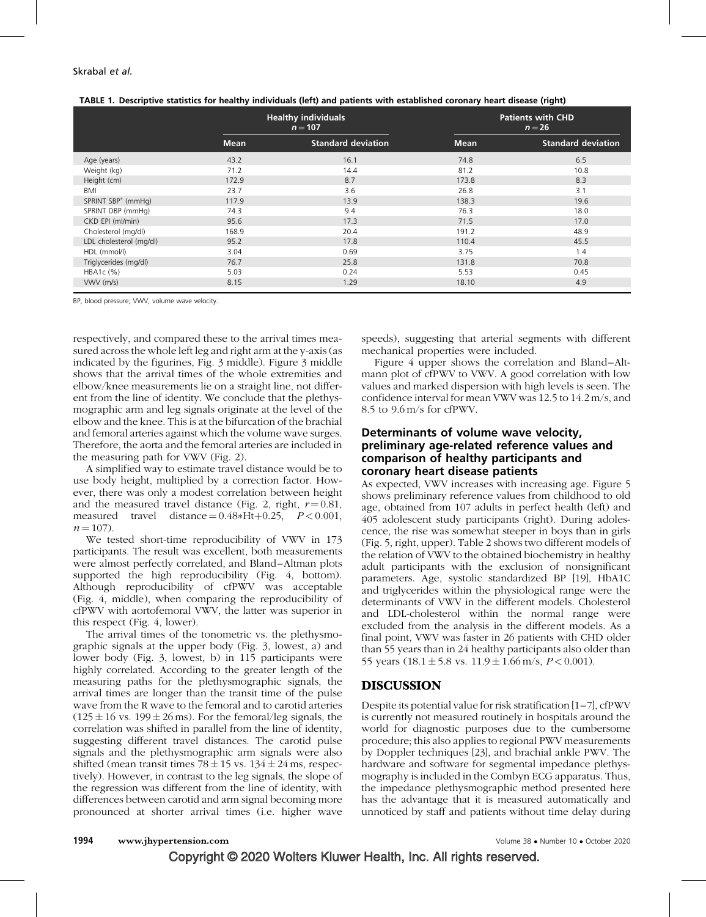TABLE 1. Descriptive statistics for healthy individuals (left) and patients with established coronary heart disease (right)

| | Healthy individuals $n = 107$ | | Patients with CHD $n = 26$ | |
|---|---|---|---|---|
| | Mean | Standard deviation | Mean | Standard deviation |
| Age (years) | 43.2 | 16.1 | 74.8 | 6.5 |
| Weight (kg) | 71.2 | 14.4 | 81.2 | 10.8 |
| Height (cm) | 172.9 | 8.7 | 173.8 | 8.3 |
| BMI | 23.7 | 3.6 | 26.8 | 3.1 |
| SPRINT SBP* (mmHg) | 117.9 | 13.9 | 138.3 | 19.6 |
| SPRINT DBP (mmHg) | 74.3 | 9.4 | 76.3 | 18.0 |
| CKD EPI (ml/min) | 95.6 | 17.3 | 71.5 | 17.0 |
| Cholesterol (mg/dl) | 168.9 | 20.4 | 191.2 | 48.9 |
| LDL cholesterol (mg/dl) | 95.2 | 17.8 | 110.4 | 45.5 |
| HDL (mmol/l) | 3.04 | 0.69 | 3.75 | 1.4 |
| Triglycerides (mg/dl) | 76.7 | 25.8 | 131.8 | 70.8 |
| HBA1c (%) | 5.03 | 0.24 | 5.53 | 0.45 |
| VWV (m/s) | 8.15 | 1.29 | 18.10 | 4.9 |

BP, blood pressure; VWV, volume wave velocity.

respectively, and compared these to the arrival times measured across the whole left leg and right arm at the y-axis (as indicated by the figurines, Fig. 3 middle). Figure 3 middle shows that the arrival times of the whole extremities and elbow/knee measurements lie on a straight line, not different from the line of identity. We conclude that the plethysmographic arm and leg signals originate at the level of the elbow and the knee. This is at the bifurcation of the brachial and femoral arteries against which the volume wave surges. Therefore, the aorta and the femoral arteries are included in the measuring path for VWV (Fig. 2).

A simplified way to estimate travel distance would be to use body height, multiplied by a correction factor. However, there was only a modest correlation between height and the measured travel distance (Fig. 2, right, $r = 0.81$, measured travel distance $= 0.48*\text{Ht}+0.25$, $P < 0.001$, $n = 107$).

We tested short-time reproducibility of VWV in 173 participants. The result was excellent, both measurements were almost perfectly correlated, and Bland–Altman plots supported the high reproducibility (Fig. 4, bottom). Although reproducibility of cfPWV was acceptable (Fig. 4, middle), when comparing the reproducibility of cfPWV with aortofemoral VWV, the latter was superior in this respect (Fig. 4, lower).

The arrival times of the tonometric vs. the plethysmographic signals at the upper body (Fig. 3, lowest, a) and lower body (Fig. 3, lowest, b) in 115 participants were highly correlated. According to the greater length of the measuring paths for the plethysmographic signals, the arrival times are longer than the transit time of the pulse wave from the R wave to the femoral and to carotid arteries ($125 \pm 16$ vs. $199 \pm 26$ ms). For the femoral/leg signals, the correlation was shifted in parallel from the line of identity, suggesting different travel distances. The carotid pulse signals and the plethysmographic arm signals were also shifted (mean transit times $78 \pm 15$ vs. $134 \pm 24$ ms, respectively). However, in contrast to the leg signals, the slope of the regression was different from the line of identity, with differences between carotid and arm signal becoming more pronounced at shorter arrival times (i.e. higher wave speeds), suggesting that arterial segments with different mechanical properties were included.

Figure 4 upper shows the correlation and Bland–Altmann plot of cfPWV to VWV. A good correlation with low values and marked dispersion with high levels is seen. The confidence interval for mean VWV was 12.5 to 14.2 m/s, and 8.5 to 9.6 m/s for cfPWV.

### Determinants of volume wave velocity, preliminary age-related reference values and comparison of healthy participants and coronary heart disease patients

As expected, VWV increases with increasing age. Figure 5 shows preliminary reference values from childhood to old age, obtained from 107 adults in perfect health (left) and 405 adolescent study participants (right). During adolescence, the rise was somewhat steeper in boys than in girls (Fig. 5, right, upper). Table 2 shows two different models of the relation of VWV to the obtained biochemistry in healthy adult participants with the exclusion of nonsignificant parameters. Age, systolic standardized BP [19], HbA1C and triglycerides within the physiological range were the determinants of VWV in the different models. Cholesterol and LDL-cholesterol within the normal range were excluded from the analysis in the different models. As a final point, VWV was faster in 26 patients with CHD older than 55 years than in 24 healthy participants also older than 55 years ($18.1 \pm 5.8$ vs. $11.9 \pm 1.66$ m/s, $P < 0.001$).

## DISCUSSION

Despite its potential value for risk stratification [1–7], cfPWV is currently not measured routinely in hospitals around the world for diagnostic purposes due to the cumbersome procedure; this also applies to regional PWV measurements by Doppler techniques [23], and brachial ankle PWV. The hardware and software for segmental impedance plethysmography is included in the Combyn ECG apparatus. Thus, the impedance plethysmographic method presented here has the advantage that it is measured automatically and unnoticed by staff and patients without time delay during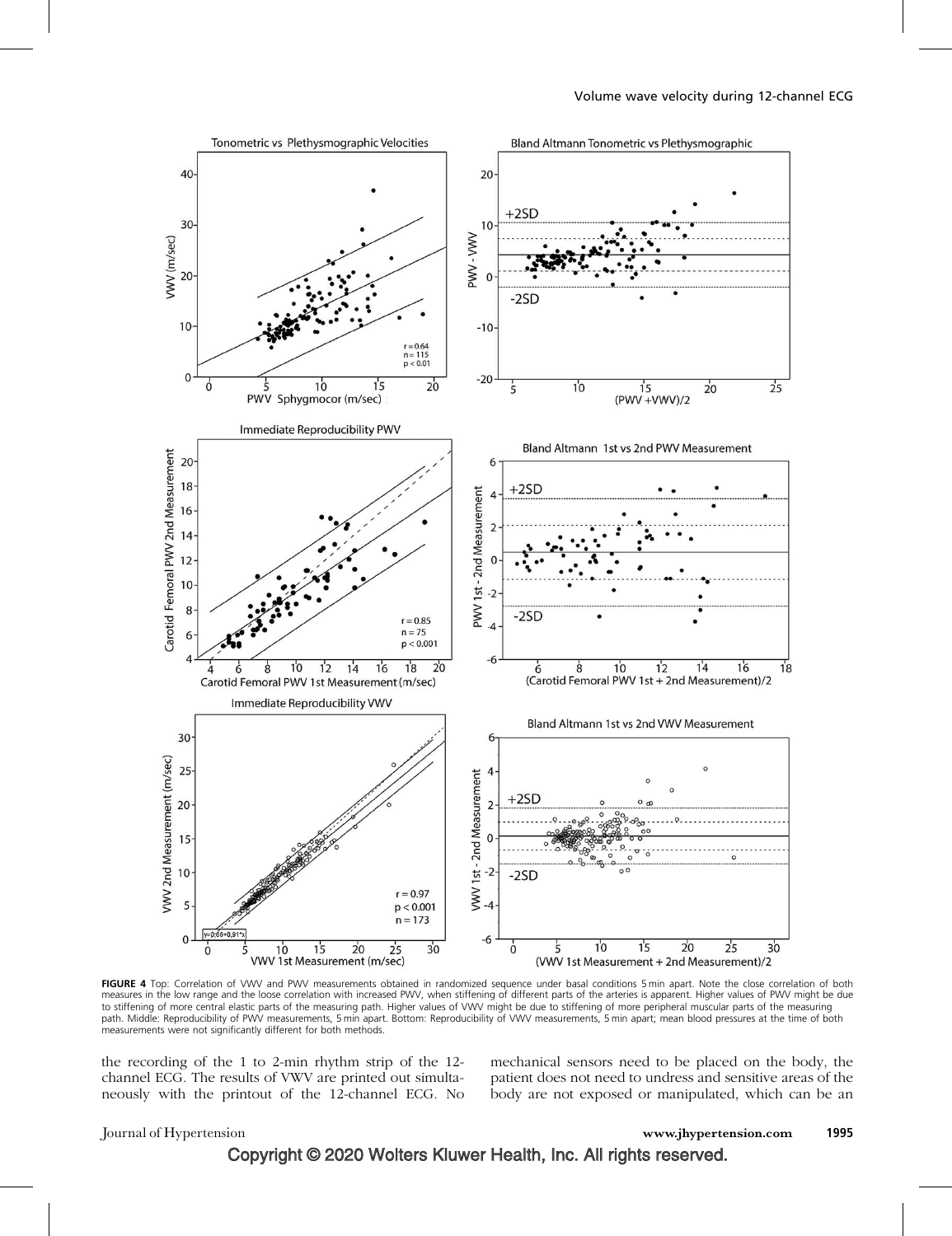**FIGURE 4** Top: Correlation of VWV and PWV measurements obtained in randomized sequence under basal conditions 5 min apart. Note the close correlation of both measures in the low range and the loose correlation with increased PWV, when stiffening of different parts of the arteries is apparent. Higher values of PWV might be due to stiffening of more central elastic parts of the measuring path. Higher values of VWV might be due to stiffening of more peripheral muscular parts of the measuring path. Middle: Reproducibility of PWV measurements, 5 min apart. Bottom: Reproducibility of VWV measurements, 5 min apart; mean blood pressures at the time of both measurements were not significantly different for both methods.

the recording of the 1 to 2-min rhythm strip of the 12-channel ECG. The results of VWV are printed out simultaneously with the printout of the 12-channel ECG. No mechanical sensors need to be placed on the body, the patient does not need to undress and sensitive areas of the body are not exposed or manipulated, which can be an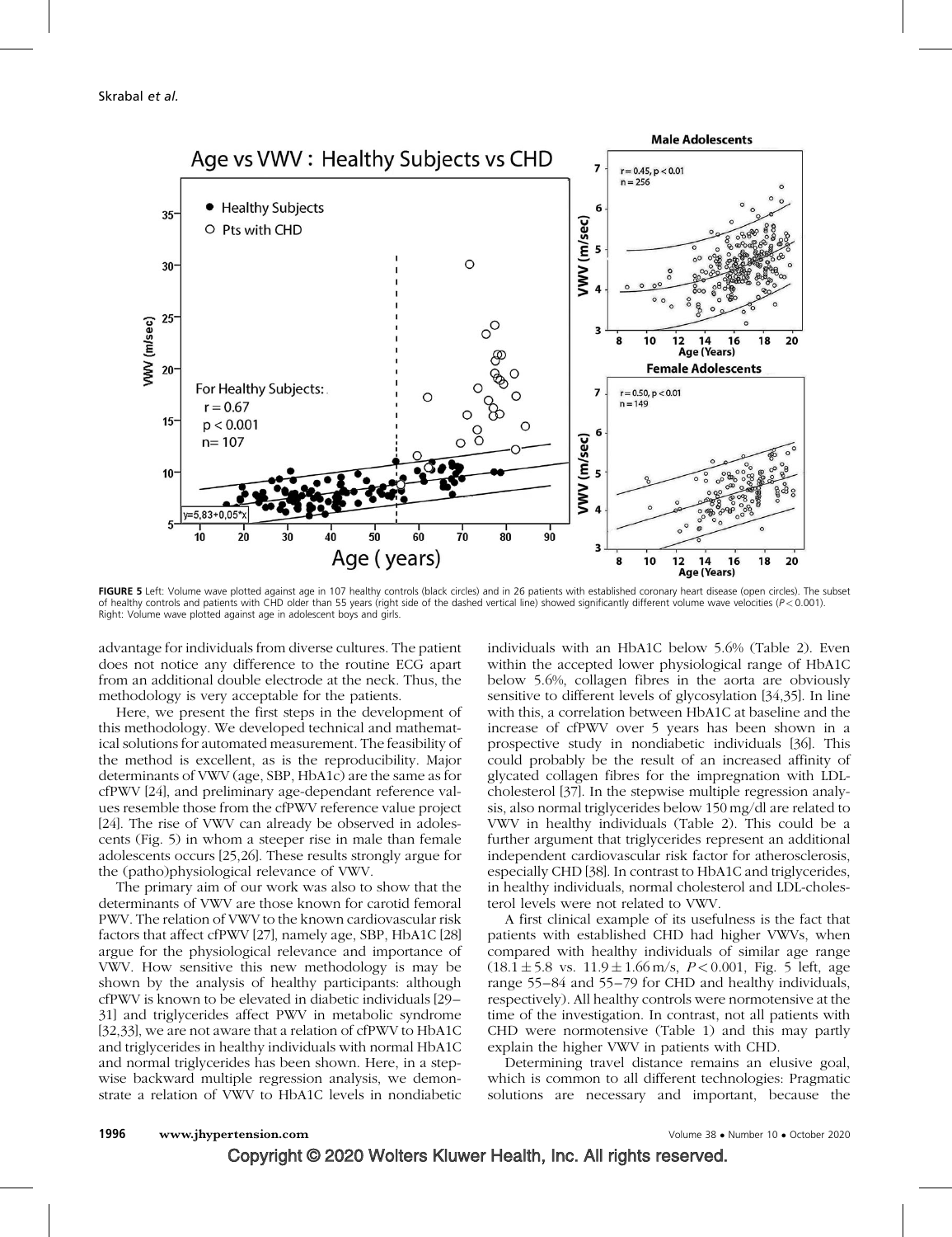FIGURE 5 Left: Volume wave plotted against age in 107 healthy controls (black circles) and in 26 patients with established coronary heart disease (open circles). The subset of healthy controls and patients with CHD older than 55 years (right side of the dashed vertical line) showed significantly different volume wave velocities ($P < 0.001$). Right: Volume wave plotted against age in adolescent boys and girls.

advantage for individuals from diverse cultures. The patient does not notice any difference to the routine ECG apart from an additional double electrode at the neck. Thus, the methodology is very acceptable for the patients.

Here, we present the first steps in the development of this methodology. We developed technical and mathematical solutions for automated measurement. The feasibility of the method is excellent, as is the reproducibility. Major determinants of VWV (age, SBP, HbA1c) are the same as for cfPWV [24], and preliminary age-dependant reference values resemble those from the cfPWV reference value project [24]. The rise of VWV can already be observed in adolescents (Fig. 5) in whom a steeper rise in male than female adolescents occurs [25,26]. These results strongly argue for the (patho)physiological relevance of VWV.

The primary aim of our work was also to show that the determinants of VWV are those known for carotid femoral PWV. The relation of VWV to the known cardiovascular risk factors that affect cfPWV [27], namely age, SBP, HbA1C [28] argue for the physiological relevance and importance of VWV. How sensitive this new methodology is may be shown by the analysis of healthy participants: although cfPWV is known to be elevated in diabetic individuals [29–31] and triglycerides affect PWV in metabolic syndrome [32,33], we are not aware that a relation of cfPWV to HbA1C and triglycerides in healthy individuals with normal HbA1C and normal triglycerides has been shown. Here, in a stepwise backward multiple regression analysis, we demonstrate a relation of VWV to HbA1C levels in nondiabetic individuals with an HbA1C below 5.6% (Table 2). Even within the accepted lower physiological range of HbA1C below 5.6%, collagen fibres in the aorta are obviously sensitive to different levels of glycosylation [34,35]. In line with this, a correlation between HbA1C at baseline and the increase of cfPWV over 5 years has been shown in a prospective study in nondiabetic individuals [36]. This could probably be the result of an increased affinity of glycated collagen fibres for the impregnation with LDL-cholesterol [37]. In the stepwise multiple regression analysis, also normal triglycerides below 150 mg/dl are related to VWV in healthy individuals (Table 2). This could be a further argument that triglycerides represent an additional independent cardiovascular risk factor for atherosclerosis, especially CHD [38]. In contrast to HbA1C and triglycerides, in healthy individuals, normal cholesterol and LDL-cholesterol levels were not related to VWV.

A first clinical example of its usefulness is the fact that patients with established CHD had higher VWVs, when compared with healthy individuals of similar age range ($18.1 \pm 5.8$ vs. $11.9 \pm 1.66$ m/s, $P < 0.001$, Fig. 5 left, age range 55–84 and 55–79 for CHD and healthy individuals, respectively). All healthy controls were normotensive at the time of the investigation. In contrast, not all patients with CHD were normotensive (Table 1) and this may partly explain the higher VWV in patients with CHD.

Determining travel distance remains an elusive goal, which is common to all different technologies: Pragmatic solutions are necessary and important, because the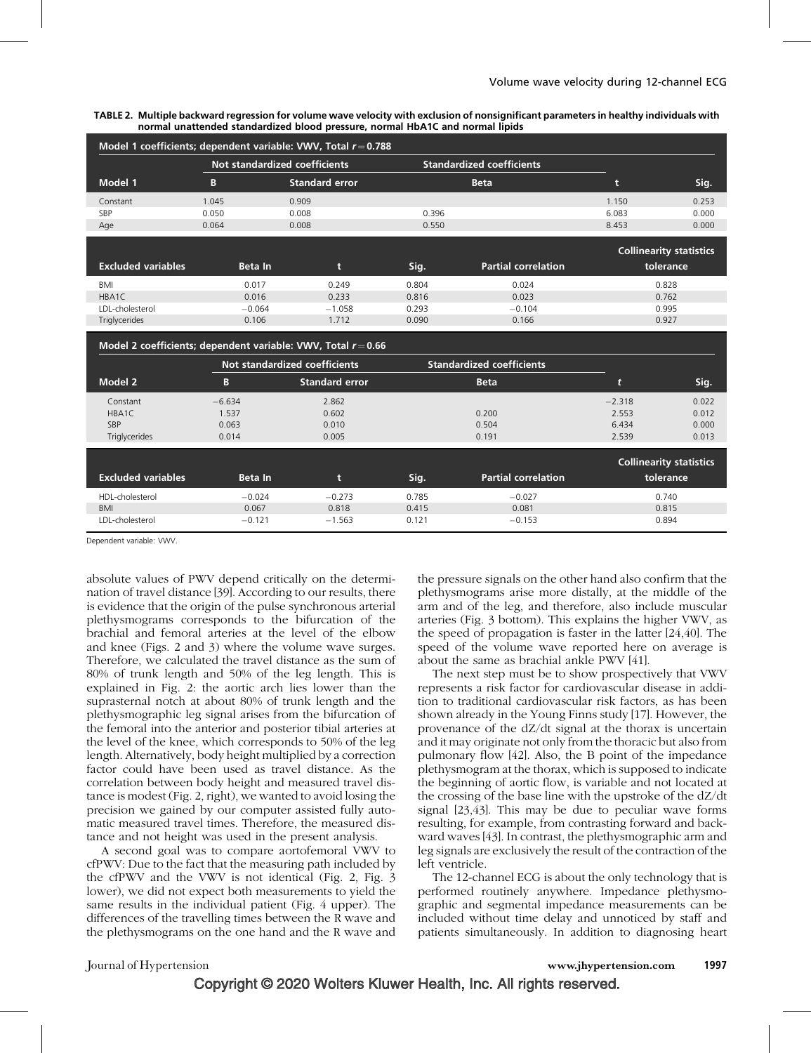**TABLE 2. Multiple backward regression for volume wave velocity with exclusion of nonsignificant parameters in healthy individuals with normal unattended standardized blood pressure, normal HbA1C and normal lipids**

Model 1 coefficients; dependent variable: VWV, Total $r = 0.788$

| Model 1 | Not standardized coefficients B | Standard error | Standardized coefficients Beta | t | Sig. |
|---|---|---|---|---|---|
| Constant | 1.045 | 0.909 | | 1.150 | 0.253 |
| SBP | 0.050 | 0.008 | 0.396 | 6.083 | 0.000 |
| Age | 0.064 | 0.008 | 0.550 | 8.453 | 0.000 |

| Excluded variables | Beta In | t | Sig. | Partial correlation | Collinearity statistics tolerance |
|---|---|---|---|---|---|
| BMI | 0.017 | 0.249 | 0.804 | 0.024 | 0.828 |
| HBA1C | 0.016 | 0.233 | 0.816 | 0.023 | 0.762 |
| LDL-cholesterol | −0.064 | −1.058 | 0.293 | −0.104 | 0.995 |
| Triglycerides | 0.106 | 1.712 | 0.090 | 0.166 | 0.927 |

Model 2 coefficients; dependent variable: VWV, Total $r = 0.66$

| Model 2 | Not standardized coefficients B | Standard error | Standardized coefficients Beta | *t* | Sig. |
|---|---|---|---|---|---|
| Constant | −6.634 | 2.862 | | −2.318 | 0.022 |
| HBA1C | 1.537 | 0.602 | 0.200 | 2.553 | 0.012 |
| SBP | 0.063 | 0.010 | 0.504 | 6.434 | 0.000 |
| Triglycerides | 0.014 | 0.005 | 0.191 | 2.539 | 0.013 |

| Excluded variables | Beta In | t | Sig. | Partial correlation | Collinearity statistics tolerance |
|---|---|---|---|---|---|
| HDL-cholesterol | −0.024 | −0.273 | 0.785 | −0.027 | 0.740 |
| BMI | 0.067 | 0.818 | 0.415 | 0.081 | 0.815 |
| LDL-cholesterol | −0.121 | −1.563 | 0.121 | −0.153 | 0.894 |

Dependent variable: VWV.

absolute values of PWV depend critically on the determination of travel distance [39]. According to our results, there is evidence that the origin of the pulse synchronous arterial plethysmograms corresponds to the bifurcation of the brachial and femoral arteries at the level of the elbow and knee (Figs. 2 and 3) where the volume wave surges. Therefore, we calculated the travel distance as the sum of 80% of trunk length and 50% of the leg length. This is explained in Fig. 2: the aortic arch lies lower than the suprasternal notch at about 80% of trunk length and the plethysmographic leg signal arises from the bifurcation of the femoral into the anterior and posterior tibial arteries at the level of the knee, which corresponds to 50% of the leg length. Alternatively, body height multiplied by a correction factor could have been used as travel distance. As the correlation between body height and measured travel distance is modest (Fig. 2, right), we wanted to avoid losing the precision we gained by our computer assisted fully automatic measured travel times. Therefore, the measured distance and not height was used in the present analysis.

A second goal was to compare aortofemoral VWV to cfPWV: Due to the fact that the measuring path included by the cfPWV and the VWV is not identical (Fig. 2, Fig. 3 lower), we did not expect both measurements to yield the same results in the individual patient (Fig. 4 upper). The differences of the travelling times between the R wave and the plethysmograms on the one hand and the R wave and the pressure signals on the other hand also confirm that the plethysmograms arise more distally, at the middle of the arm and of the leg, and therefore, also include muscular arteries (Fig. 3 bottom). This explains the higher VWV, as the speed of propagation is faster in the latter [24,40]. The speed of the volume wave reported here on average is about the same as brachial ankle PWV [41].

The next step must be to show prospectively that VWV represents a risk factor for cardiovascular disease in addition to traditional cardiovascular risk factors, as has been shown already in the Young Finns study [17]. However, the provenance of the dZ/dt signal at the thorax is uncertain and it may originate not only from the thoracic but also from pulmonary flow [42]. Also, the B point of the impedance plethysmogram at the thorax, which is supposed to indicate the beginning of aortic flow, is variable and not located at the crossing of the base line with the upstroke of the dZ/dt signal [23,43]. This may be due to peculiar wave forms resulting, for example, from contrasting forward and backward waves [43]. In contrast, the plethysmographic arm and leg signals are exclusively the result of the contraction of the left ventricle.

The 12-channel ECG is about the only technology that is performed routinely anywhere. Impedance plethysmographic and segmental impedance measurements can be included without time delay and unnoticed by staff and patients simultaneously. In addition to diagnosing heart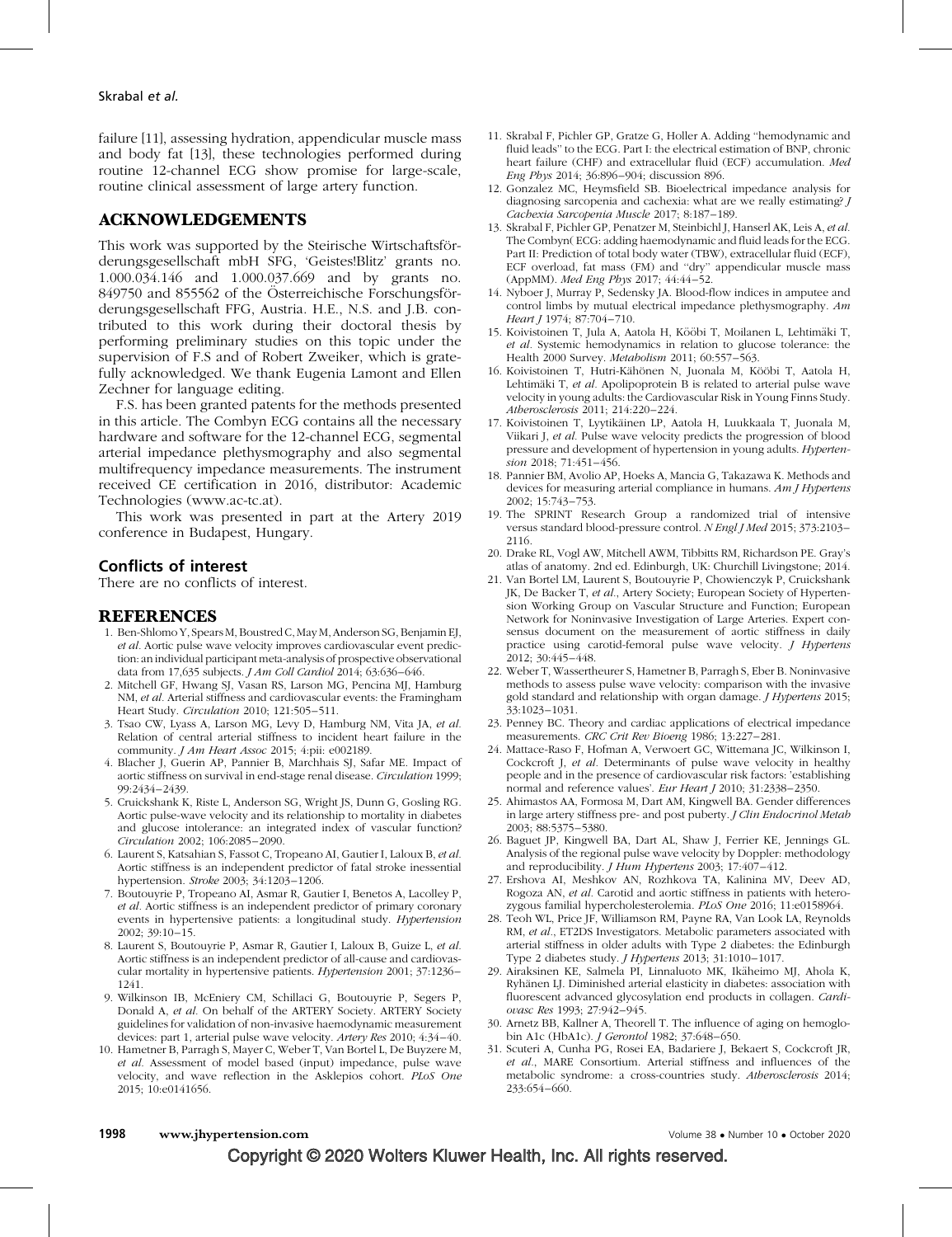failure [11], assessing hydration, appendicular muscle mass and body fat [13], these technologies performed during routine 12-channel ECG show promise for large-scale, routine clinical assessment of large artery function.

## ACKNOWLEDGEMENTS

This work was supported by the Steirische Wirtschaftsförderungsgesellschaft mbH SFG, 'Geistes!Blitz' grants no. 1.000.034.146 and 1.000.037.669 and by grants no. 849750 and 855562 of the Österreichische Forschungsförderungsgesellschaft FFG, Austria. H.E., N.S. and J.B. contributed to this work during their doctoral thesis by performing preliminary studies on this topic under the supervision of F.S and of Robert Zweiker, which is gratefully acknowledged. We thank Eugenia Lamont and Ellen Zechner for language editing.

F.S. has been granted patents for the methods presented in this article. The Combyn ECG contains all the necessary hardware and software for the 12-channel ECG, segmental arterial impedance plethysmography and also segmental multifrequency impedance measurements. The instrument received CE certification in 2016, distributor: Academic Technologies (www.ac-tc.at).

This work was presented in part at the Artery 2019 conference in Budapest, Hungary.

### Conflicts of interest

There are no conflicts of interest.

## REFERENCES

1. Ben-Shlomo Y, Spears M, Boustred C, May M, Anderson SG, Benjamin EJ, *et al*. Aortic pulse wave velocity improves cardiovascular event prediction: an individual participant meta-analysis of prospective observational data from 17,635 subjects. *J Am Coll Cardiol* 2014; 63:636–646.
2. Mitchell GF, Hwang SJ, Vasan RS, Larson MG, Pencina MJ, Hamburg NM, *et al*. Arterial stiffness and cardiovascular events: the Framingham Heart Study. *Circulation* 2010; 121:505–511.
3. Tsao CW, Lyass A, Larson MG, Levy D, Hamburg NM, Vita JA, *et al*. Relation of central arterial stiffness to incident heart failure in the community. *J Am Heart Assoc* 2015; 4:pii: e002189.
4. Blacher J, Guerin AP, Pannier B, Marchhais SJ, Safar ME. Impact of aortic stiffness on survival in end-stage renal disease. *Circulation* 1999; 99:2434–2439.
5. Cruickshank K, Riste L, Anderson SG, Wright JS, Dunn G, Gosling RG. Aortic pulse-wave velocity and its relationship to mortality in diabetes and glucose intolerance: an integrated index of vascular function? *Circulation* 2002; 106:2085–2090.
6. Laurent S, Katsahian S, Fassot C, Tropeano AI, Gautier I, Laloux B, *et al*. Aortic stiffness is an independent predictor of fatal stroke inessential hypertension. *Stroke* 2003; 34:1203–1206.
7. Boutouyrie P, Tropeano AI, Asmar R, Gautier I, Benetos A, Lacolley P, *et al*. Aortic stiffness is an independent predictor of primary coronary events in hypertensive patients: a longitudinal study. *Hypertension* 2002; 39:10–15.
8. Laurent S, Boutouyrie P, Asmar R, Gautier I, Laloux B, Guize L, *et al*. Aortic stiffness is an independent predictor of all-cause and cardiovascular mortality in hypertensive patients. *Hypertension* 2001; 37:1236–1241.
9. Wilkinson IB, McEniery CM, Schillaci G, Boutouyrie P, Segers P, Donald A, *et al*. On behalf of the ARTERY Society. ARTERY Society guidelines for validation of non-invasive haemodynamic measurement devices: part 1, arterial pulse wave velocity. *Artery Res* 2010; 4:34–40.
10. Hametner B, Parragh S, Mayer C, Weber T, Van Bortel L, De Buyzere M, *et al*. Assessment of model based (input) impedance, pulse wave velocity, and wave reflection in the Asklepios cohort. *PLoS One* 2015; 10:e0141656.
11. Skrabal F, Pichler GP, Gratze G, Holler A. Adding "hemodynamic and fluid leads" to the ECG. Part I: the electrical estimation of BNP, chronic heart failure (CHF) and extracellular fluid (ECF) accumulation. *Med Eng Phys* 2014; 36:896–904; discussion 896.
12. Gonzalez MC, Heymsfield SB. Bioelectrical impedance analysis for diagnosing sarcopenia and cachexia: what are we really estimating? *J Cachexia Sarcopenia Muscle* 2017; 8:187–189.
13. Skrabal F, Pichler GP, Penatzer M, Steinbichl J, Hanserl AK, Leis A, *et al*. The Combyn( ECG: adding haemodynamic and fluid leads for the ECG. Part II: Prediction of total body water (TBW), extracellular fluid (ECF), ECF overload, fat mass (FM) and "dry" appendicular muscle mass (AppMM). *Med Eng Phys* 2017; 44:44–52.
14. Nyboer J, Murray P, Sedensky JA. Blood-flow indices in amputee and control limbs by mutual electrical impedance plethysmography. *Am Heart J* 1974; 87:704–710.
15. Koivistoinen T, Jula A, Aatola H, Kööbi T, Moilanen L, Lehtimäki T, *et al*. Systemic hemodynamics in relation to glucose tolerance: the Health 2000 Survey. *Metabolism* 2011; 60:557–563.
16. Koivistoinen T, Hutri-Kähönen N, Juonala M, Kööbi T, Aatola H, Lehtimäki T, *et al*. Apolipoprotein B is related to arterial pulse wave velocity in young adults: the Cardiovascular Risk in Young Finns Study. *Atherosclerosis* 2011; 214:220–224.
17. Koivistoinen T, Lyytikäinen LP, Aatola H, Luukkaala T, Juonala M, Viikari J, *et al*. Pulse wave velocity predicts the progression of blood pressure and development of hypertension in young adults. *Hypertension* 2018; 71:451–456.
18. Pannier BM, Avolio AP, Hoeks A, Mancia G, Takazawa K. Methods and devices for measuring arterial compliance in humans. *Am J Hypertens* 2002; 15:743–753.
19. The SPRINT Research Group a randomized trial of intensive versus standard blood-pressure control. *N Engl J Med* 2015; 373:2103–2116.
20. Drake RL, Vogl AW, Mitchell AWM, Tibbitts RM, Richardson PE. Gray's atlas of anatomy. 2nd ed. Edinburgh, UK: Churchill Livingstone; 2014.
21. Van Bortel LM, Laurent S, Boutouyrie P, Chowienczyk P, Cruickshank JK, De Backer T, *et al*., Artery Society; European Society of Hypertension Working Group on Vascular Structure and Function; European Network for Noninvasive Investigation of Large Arteries. Expert consensus document on the measurement of aortic stiffness in daily practice using carotid-femoral pulse wave velocity. *J Hypertens* 2012; 30:445–448.
22. Weber T, Wassertheurer S, Hametner B, Parragh S, Eber B. Noninvasive methods to assess pulse wave velocity: comparison with the invasive gold standard and relationship with organ damage. *J Hypertens* 2015; 33:1023–1031.
23. Penney BC. Theory and cardiac applications of electrical impedance measurements. *CRC Crit Rev Bioeng* 1986; 13:227–281.
24. Mattace-Raso F, Hofman A, Verwoert GC, Wittemana JC, Wilkinson I, Cockcroft J, *et al*. Determinants of pulse wave velocity in healthy people and in the presence of cardiovascular risk factors: 'establishing normal and reference values'. *Eur Heart J* 2010; 31:2338–2350.
25. Ahimastos AA, Formosa M, Dart AM, Kingwell BA. Gender differences in large artery stiffness pre- and post puberty. *J Clin Endocrinol Metab* 2003; 88:5375–5380.
26. Baguet JP, Kingwell BA, Dart AL, Shaw J, Ferrier KE, Jennings GL. Analysis of the regional pulse wave velocity by Doppler: methodology and reproducibility. *J Hum Hypertens* 2003; 17:407–412.
27. Ershova AI, Meshkov AN, Rozhkova TA, Kalinina MV, Deev AD, Rogoza AN, *et al*. Carotid and aortic stiffness in patients with heterozygous familial hypercholesterolemia. *PLoS One* 2016; 11:e0158964.
28. Teoh WL, Price JF, Williamson RM, Payne RA, Van Look LA, Reynolds RM, *et al*., ET2DS Investigators. Metabolic parameters associated with arterial stiffness in older adults with Type 2 diabetes: the Edinburgh Type 2 diabetes study. *J Hypertens* 2013; 31:1010–1017.
29. Airaksinen KE, Salmela PI, Linnaluoto MK, Ikäheimo MJ, Ahola K, Ryhänen LJ. Diminished arterial elasticity in diabetes: association with fluorescent advanced glycosylation end products in collagen. *Cardiovasc Res* 1993; 27:942–945.
30. Arnetz BB, Kallner A, Theorell T. The influence of aging on hemoglobin A1c (HbA1c). *J Gerontol* 1982; 37:648–650.
31. Scuteri A, Cunha PG, Rosei EA, Badariere J, Bekaert S, Cockcroft JR, *et al*., MARE Consortium. Arterial stiffness and influences of the metabolic syndrome: a cross-countries study. *Atherosclerosis* 2014; 233:654–660.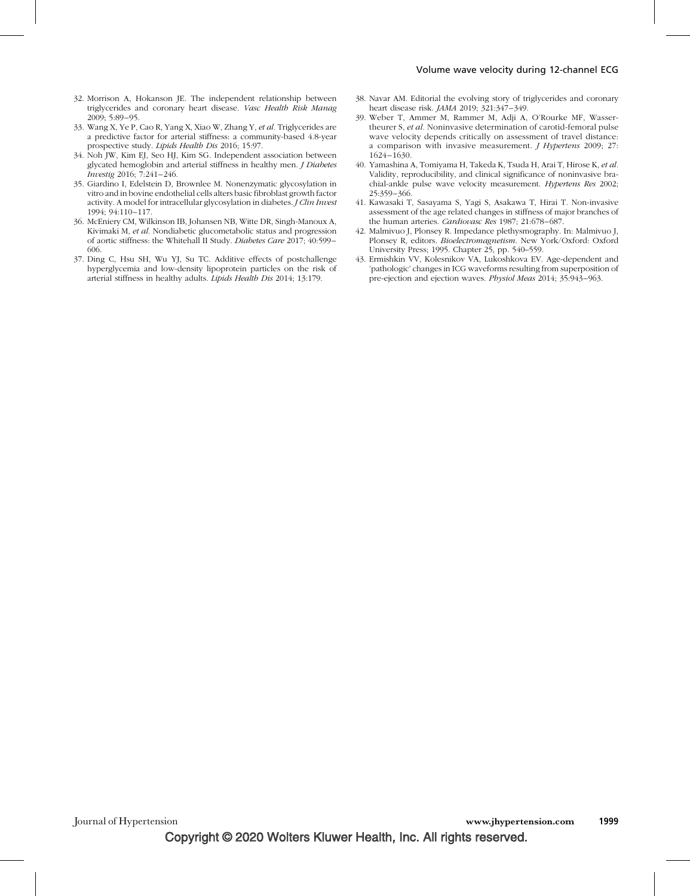32. Morrison A, Hokanson JE. The independent relationship between triglycerides and coronary heart disease. *Vasc Health Risk Manag* 2009; 5:89–95.
33. Wang X, Ye P, Cao R, Yang X, Xiao W, Zhang Y, *et al.* Triglycerides are a predictive factor for arterial stiffness: a community-based 4.8-year prospective study. *Lipids Health Dis* 2016; 15:97.
34. Noh JW, Kim EJ, Seo HJ, Kim SG. Independent association between glycated hemoglobin and arterial stiffness in healthy men. *J Diabetes Investig* 2016; 7:241–246.
35. Giardino I, Edelstein D, Brownlee M. Nonenzymatic glycosylation in vitro and in bovine endothelial cells alters basic fibroblast growth factor activity. A model for intracellular glycosylation in diabetes. *J Clin Invest* 1994; 94:110–117.
36. McEniery CM, Wilkinson IB, Johansen NB, Witte DR, Singh-Manoux A, Kivimaki M, *et al.* Nondiabetic glucometabolic status and progression of aortic stiffness: the Whitehall II Study. *Diabetes Care* 2017; 40:599–606.
37. Ding C, Hsu SH, Wu YJ, Su TC. Additive effects of postchallenge hyperglycemia and low-density lipoprotein particles on the risk of arterial stiffness in healthy adults. *Lipids Health Dis* 2014; 13:179.
38. Navar AM. Editorial the evolving story of triglycerides and coronary heart disease risk. *JAMA* 2019; 321:347–349.
39. Weber T, Ammer M, Rammer M, Adji A, O'Rourke MF, Wassertheurer S, *et al.* Noninvasive determination of carotid-femoral pulse wave velocity depends critically on assessment of travel distance: a comparison with invasive measurement. *J Hypertens* 2009; 27: 1624–1630.
40. Yamashina A, Tomiyama H, Takeda K, Tsuda H, Arai T, Hirose K, *et al.* Validity, reproducibility, and clinical significance of noninvasive brachial-ankle pulse wave velocity measurement. *Hypertens Res* 2002; 25:359–366.
41. Kawasaki T, Sasayama S, Yagi S, Asakawa T, Hirai T. Non-invasive assessment of the age related changes in stiffness of major branches of the human arteries. *Cardiovasc Res* 1987; 21:678–687.
42. Malmivuo J, Plonsey R. Impedance plethysmography. In: Malmivuo J, Plonsey R, editors. *Bioelectromagnetism.* New York/Oxford: Oxford University Press; 1995. Chapter 25, pp. 540–559.
43. Ermishkin VV, Kolesnikov VA, Lukoshkova EV. Age-dependent and 'pathologic' changes in ICG waveforms resulting from superposition of pre-ejection and ejection waves. *Physiol Meas* 2014; 35:943–963.

Copyright © 2020 Wolters Kluwer Health, Inc. All rights reserved.